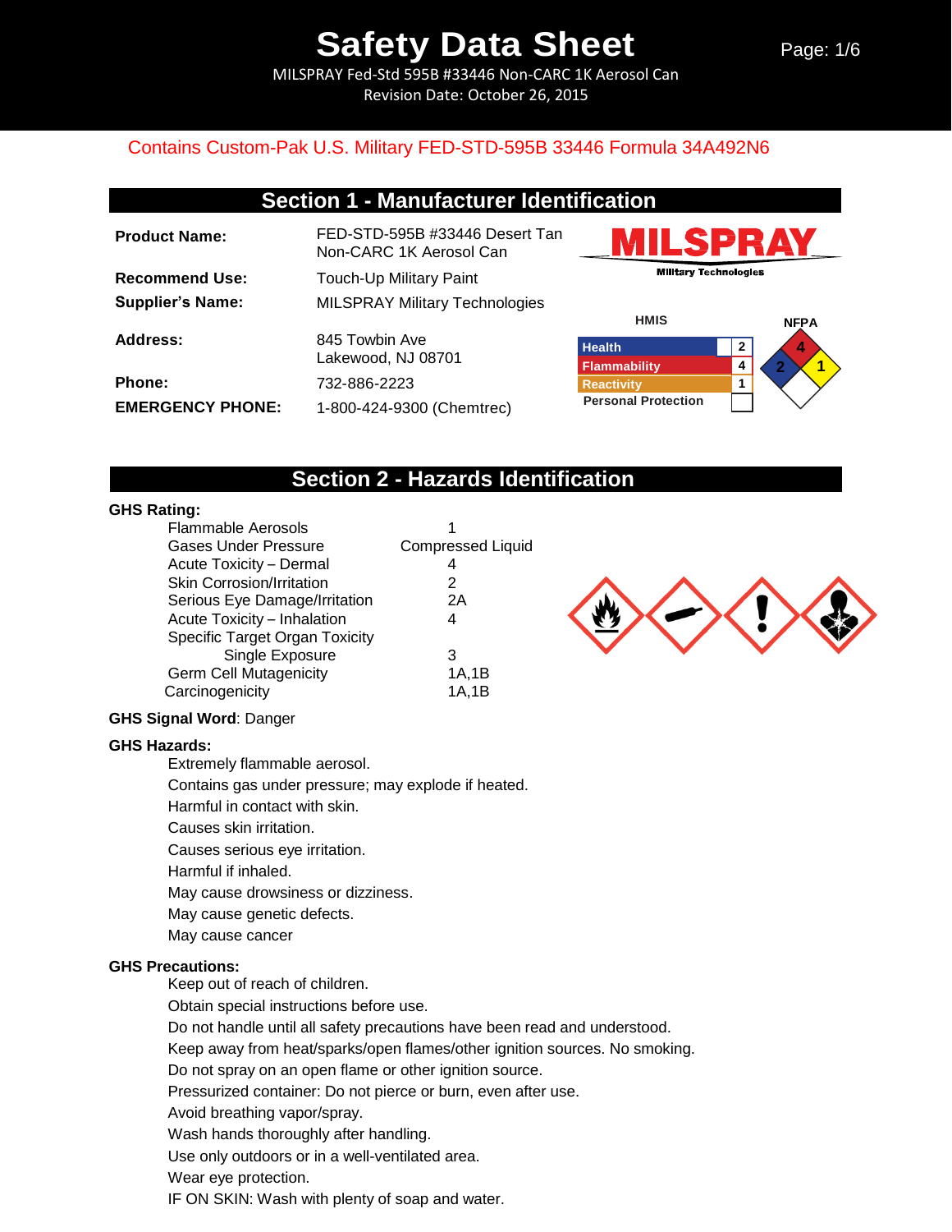# Safety Data Sheet

MILSPRAY Fed-Std 595B #33446 Non-CARC 1K Aerosol Can
Revision Date: October 26, 2015

Contains Custom-Pak U.S. Military FED-STD-595B 33446 Formula 34A492N6

## Section 1 - Manufacturer Identification

**Product Name:** FED-STD-595B #33446 Desert Tan Non-CARC 1K Aerosol Can

**Recommend Use:** Touch-Up Military Paint

**Supplier's Name:** MILSPRAY Military Technologies

**Address:** 845 Towbin Ave
Lakewood, NJ 08701

**Phone:** 732-886-2223

**EMERGENCY PHONE:** 1-800-424-9300 (Chemtrec)

MILSPRAY Military Technologies

**HMIS**

| | |
|---|---|
| Health | 2 |
| Flammability | 4 |
| Reactivity | 1 |
| Personal Protection | |

**NFPA**

Flammability: 4, Health: 2, Reactivity: 1

## Section 2 - Hazards Identification

**GHS Rating:**

| | |
|---|---|
| Flammable Aerosols | 1 |
| Gases Under Pressure | Compressed Liquid |
| Acute Toxicity – Dermal | 4 |
| Skin Corrosion/Irritation | 2 |
| Serious Eye Damage/Irritation | 2A |
| Acute Toxicity – Inhalation | 4 |
| Specific Target Organ Toxicity Single Exposure | 3 |
| Germ Cell Mutagenicity | 1A,1B |
| Carcinogenicity | 1A,1B |

**GHS Signal Word**: Danger

**GHS Hazards:**

Extremely flammable aerosol.
Contains gas under pressure; may explode if heated.
Harmful in contact with skin.
Causes skin irritation.
Causes serious eye irritation.
Harmful if inhaled.
May cause drowsiness or dizziness.
May cause genetic defects.
May cause cancer

**GHS Precautions:**

Keep out of reach of children.
Obtain special instructions before use.
Do not handle until all safety precautions have been read and understood.
Keep away from heat/sparks/open flames/other ignition sources. No smoking.
Do not spray on an open flame or other ignition source.
Pressurized container: Do not pierce or burn, even after use.
Avoid breathing vapor/spray.
Wash hands thoroughly after handling.
Use only outdoors or in a well-ventilated area.
Wear eye protection.
IF ON SKIN: Wash with plenty of soap and water.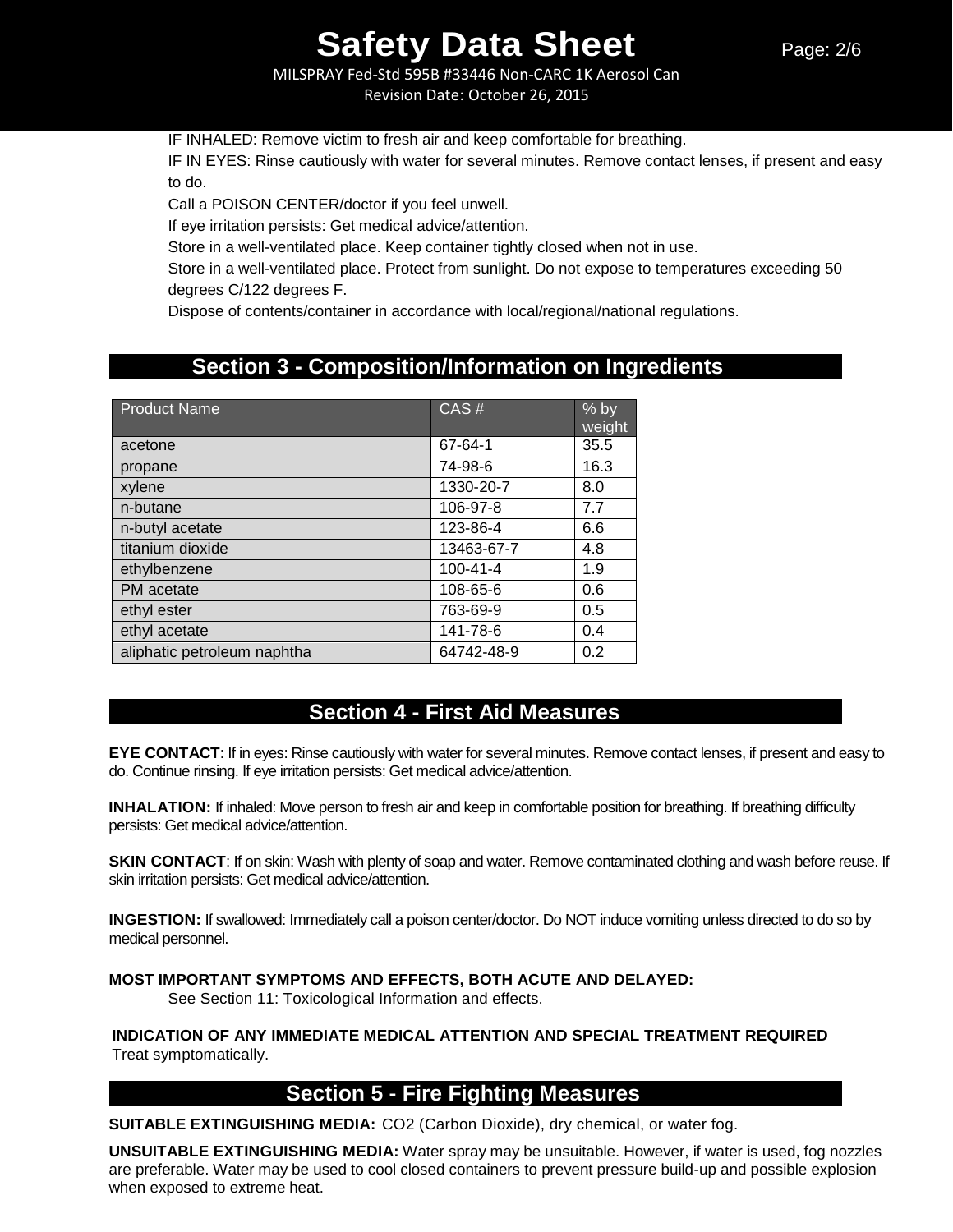IF INHALED: Remove victim to fresh air and keep comfortable for breathing.
IF IN EYES: Rinse cautiously with water for several minutes. Remove contact lenses, if present and easy to do.
Call a POISON CENTER/doctor if you feel unwell.
If eye irritation persists: Get medical advice/attention.
Store in a well-ventilated place. Keep container tightly closed when not in use.
Store in a well-ventilated place. Protect from sunlight. Do not expose to temperatures exceeding 50 degrees C/122 degrees F.
Dispose of contents/container in accordance with local/regional/national regulations.

## Section 3 - Composition/Information on Ingredients

| Product Name | CAS # | % by weight |
|---|---|---|
| acetone | 67-64-1 | 35.5 |
| propane | 74-98-6 | 16.3 |
| xylene | 1330-20-7 | 8.0 |
| n-butane | 106-97-8 | 7.7 |
| n-butyl acetate | 123-86-4 | 6.6 |
| titanium dioxide | 13463-67-7 | 4.8 |
| ethylbenzene | 100-41-4 | 1.9 |
| PM acetate | 108-65-6 | 0.6 |
| ethyl ester | 763-69-9 | 0.5 |
| ethyl acetate | 141-78-6 | 0.4 |
| aliphatic petroleum naphtha | 64742-48-9 | 0.2 |

## Section 4 - First Aid Measures

**EYE CONTACT**: If in eyes: Rinse cautiously with water for several minutes. Remove contact lenses, if present and easy to do. Continue rinsing. If eye irritation persists: Get medical advice/attention.

**INHALATION:** If inhaled: Move person to fresh air and keep in comfortable position for breathing. If breathing difficulty persists: Get medical advice/attention.

**SKIN CONTACT**: If on skin: Wash with plenty of soap and water. Remove contaminated clothing and wash before reuse. If skin irritation persists: Get medical advice/attention.

**INGESTION:** If swallowed: Immediately call a poison center/doctor. Do NOT induce vomiting unless directed to do so by medical personnel.

**MOST IMPORTANT SYMPTOMS AND EFFECTS, BOTH ACUTE AND DELAYED:**
See Section 11: Toxicological Information and effects.

**INDICATION OF ANY IMMEDIATE MEDICAL ATTENTION AND SPECIAL TREATMENT REQUIRED**
Treat symptomatically.

## Section 5 - Fire Fighting Measures

**SUITABLE EXTINGUISHING MEDIA:** CO2 (Carbon Dioxide), dry chemical, or water fog.

**UNSUITABLE EXTINGUISHING MEDIA:** Water spray may be unsuitable. However, if water is used, fog nozzles are preferable. Water may be used to cool closed containers to prevent pressure build-up and possible explosion when exposed to extreme heat.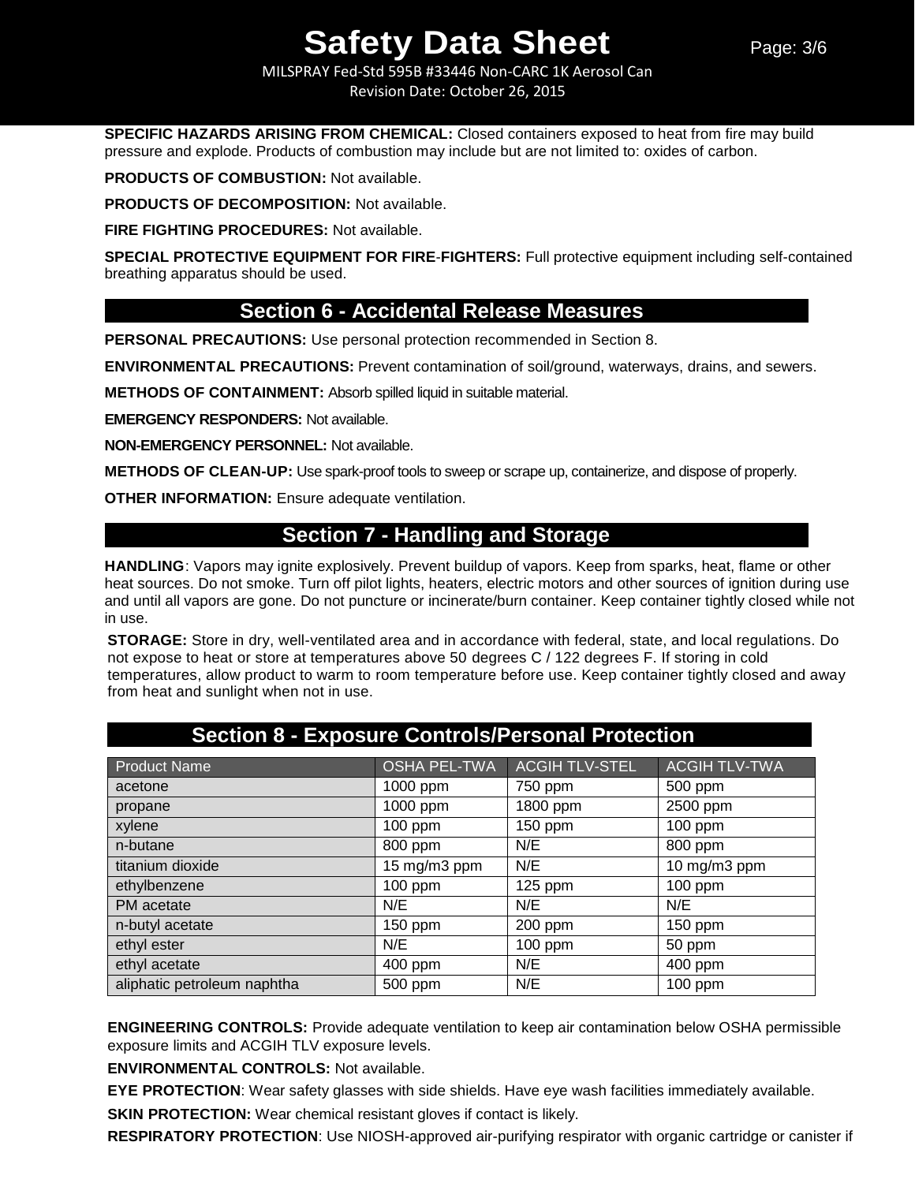**SPECIFIC HAZARDS ARISING FROM CHEMICAL:** Closed containers exposed to heat from fire may build pressure and explode. Products of combustion may include but are not limited to: oxides of carbon.

**PRODUCTS OF COMBUSTION:** Not available.

**PRODUCTS OF DECOMPOSITION:** Not available.

**FIRE FIGHTING PROCEDURES:** Not available.

**SPECIAL PROTECTIVE EQUIPMENT FOR FIRE-FIGHTERS:** Full protective equipment including self-contained breathing apparatus should be used.

## Section 6 - Accidental Release Measures

**PERSONAL PRECAUTIONS:** Use personal protection recommended in Section 8.

**ENVIRONMENTAL PRECAUTIONS:** Prevent contamination of soil/ground, waterways, drains, and sewers.

**METHODS OF CONTAINMENT:** Absorb spilled liquid in suitable material.

**EMERGENCY RESPONDERS:** Not available.

**NON-EMERGENCY PERSONNEL:** Not available.

**METHODS OF CLEAN-UP:** Use spark-proof tools to sweep or scrape up, containerize, and dispose of properly.

**OTHER INFORMATION:** Ensure adequate ventilation.

## Section 7 - Handling and Storage

**HANDLING**: Vapors may ignite explosively. Prevent buildup of vapors. Keep from sparks, heat, flame or other heat sources. Do not smoke. Turn off pilot lights, heaters, electric motors and other sources of ignition during use and until all vapors are gone. Do not puncture or incinerate/burn container. Keep container tightly closed while not in use.

**STORAGE:** Store in dry, well-ventilated area and in accordance with federal, state, and local regulations. Do not expose to heat or store at temperatures above 50 degrees C / 122 degrees F. If storing in cold temperatures, allow product to warm to room temperature before use. Keep container tightly closed and away from heat and sunlight when not in use.

## Section 8 - Exposure Controls/Personal Protection

| Product Name | OSHA PEL-TWA | ACGIH TLV-STEL | ACGIH TLV-TWA |
|---|---|---|---|
| acetone | 1000 ppm | 750 ppm | 500 ppm |
| propane | 1000 ppm | 1800 ppm | 2500 ppm |
| xylene | 100 ppm | 150 ppm | 100 ppm |
| n-butane | 800 ppm | N/E | 800 ppm |
| titanium dioxide | 15 mg/m3 ppm | N/E | 10 mg/m3 ppm |
| ethylbenzene | 100 ppm | 125 ppm | 100 ppm |
| PM acetate | N/E | N/E | N/E |
| n-butyl acetate | 150 ppm | 200 ppm | 150 ppm |
| ethyl ester | N/E | 100 ppm | 50 ppm |
| ethyl acetate | 400 ppm | N/E | 400 ppm |
| aliphatic petroleum naphtha | 500 ppm | N/E | 100 ppm |

**ENGINEERING CONTROLS:** Provide adequate ventilation to keep air contamination below OSHA permissible exposure limits and ACGIH TLV exposure levels.

**ENVIRONMENTAL CONTROLS:** Not available.

**EYE PROTECTION**: Wear safety glasses with side shields. Have eye wash facilities immediately available.

**SKIN PROTECTION:** Wear chemical resistant gloves if contact is likely.

**RESPIRATORY PROTECTION**: Use NIOSH-approved air-purifying respirator with organic cartridge or canister if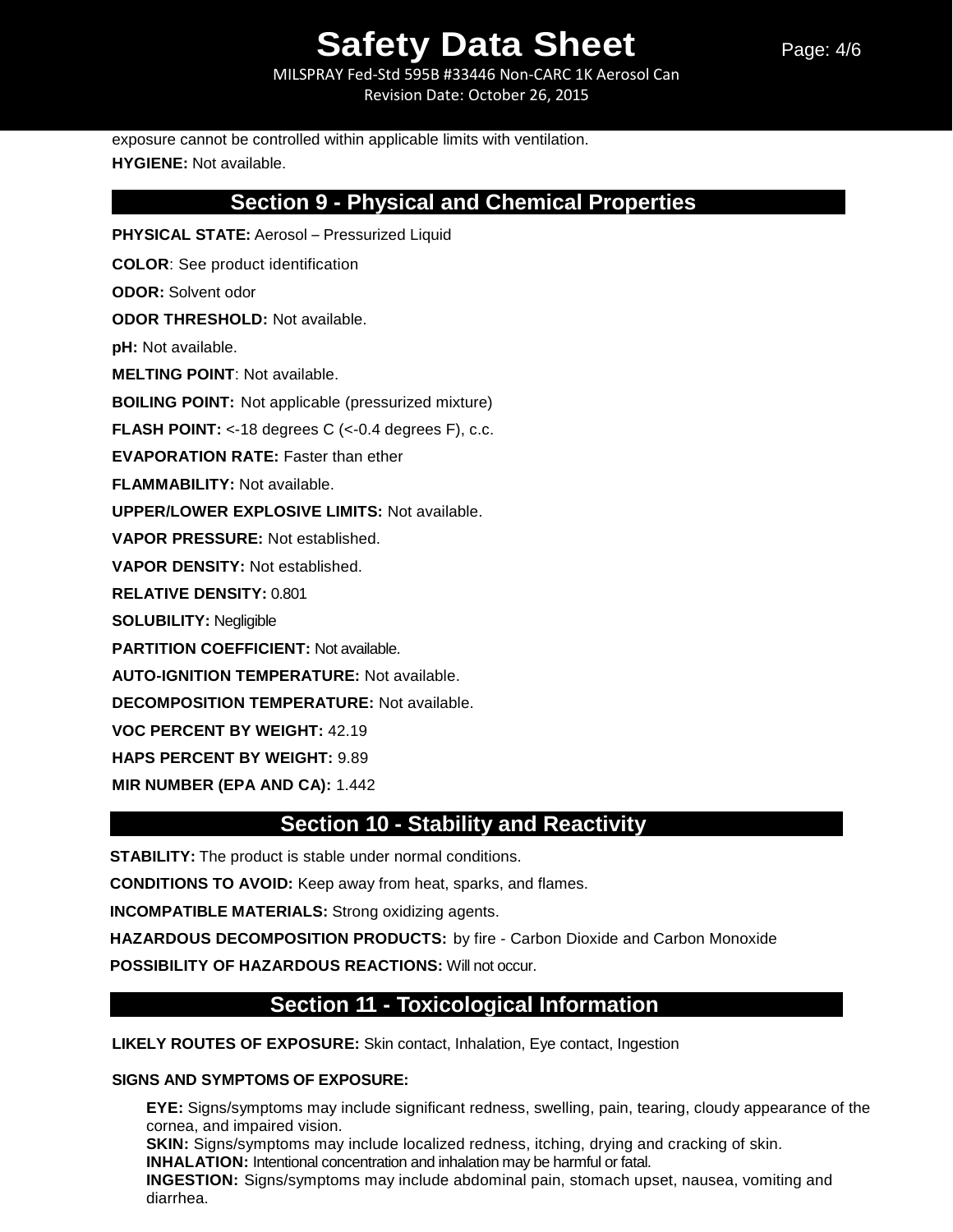exposure cannot be controlled within applicable limits with ventilation.

**HYGIENE:** Not available.

## Section 9 - Physical and Chemical Properties

**PHYSICAL STATE:** Aerosol – Pressurized Liquid

**COLOR**: See product identification

**ODOR:** Solvent odor

**ODOR THRESHOLD:** Not available.

**pH:** Not available.

**MELTING POINT**: Not available.

**BOILING POINT:** Not applicable (pressurized mixture)

**FLASH POINT:** <-18 degrees C (<-0.4 degrees F), c.c.

**EVAPORATION RATE:** Faster than ether

**FLAMMABILITY:** Not available.

**UPPER/LOWER EXPLOSIVE LIMITS:** Not available.

**VAPOR PRESSURE:** Not established.

**VAPOR DENSITY:** Not established.

**RELATIVE DENSITY:** 0.801

**SOLUBILITY:** Negligible

**PARTITION COEFFICIENT:** Not available.

**AUTO-IGNITION TEMPERATURE:** Not available.

**DECOMPOSITION TEMPERATURE:** Not available.

**VOC PERCENT BY WEIGHT:** 42.19

**HAPS PERCENT BY WEIGHT:** 9.89

**MIR NUMBER (EPA AND CA):** 1.442

## Section 10 - Stability and Reactivity

**STABILITY:** The product is stable under normal conditions.

**CONDITIONS TO AVOID:** Keep away from heat, sparks, and flames.

**INCOMPATIBLE MATERIALS:** Strong oxidizing agents.

**HAZARDOUS DECOMPOSITION PRODUCTS:** by fire - Carbon Dioxide and Carbon Monoxide

**POSSIBILITY OF HAZARDOUS REACTIONS:** Will not occur.

## Section 11 - Toxicological Information

**LIKELY ROUTES OF EXPOSURE:** Skin contact, Inhalation, Eye contact, Ingestion

**SIGNS AND SYMPTOMS OF EXPOSURE:**

**EYE:** Signs/symptoms may include significant redness, swelling, pain, tearing, cloudy appearance of the cornea, and impaired vision.
**SKIN:** Signs/symptoms may include localized redness, itching, drying and cracking of skin.
**INHALATION:** Intentional concentration and inhalation may be harmful or fatal.
**INGESTION:** Signs/symptoms may include abdominal pain, stomach upset, nausea, vomiting and diarrhea.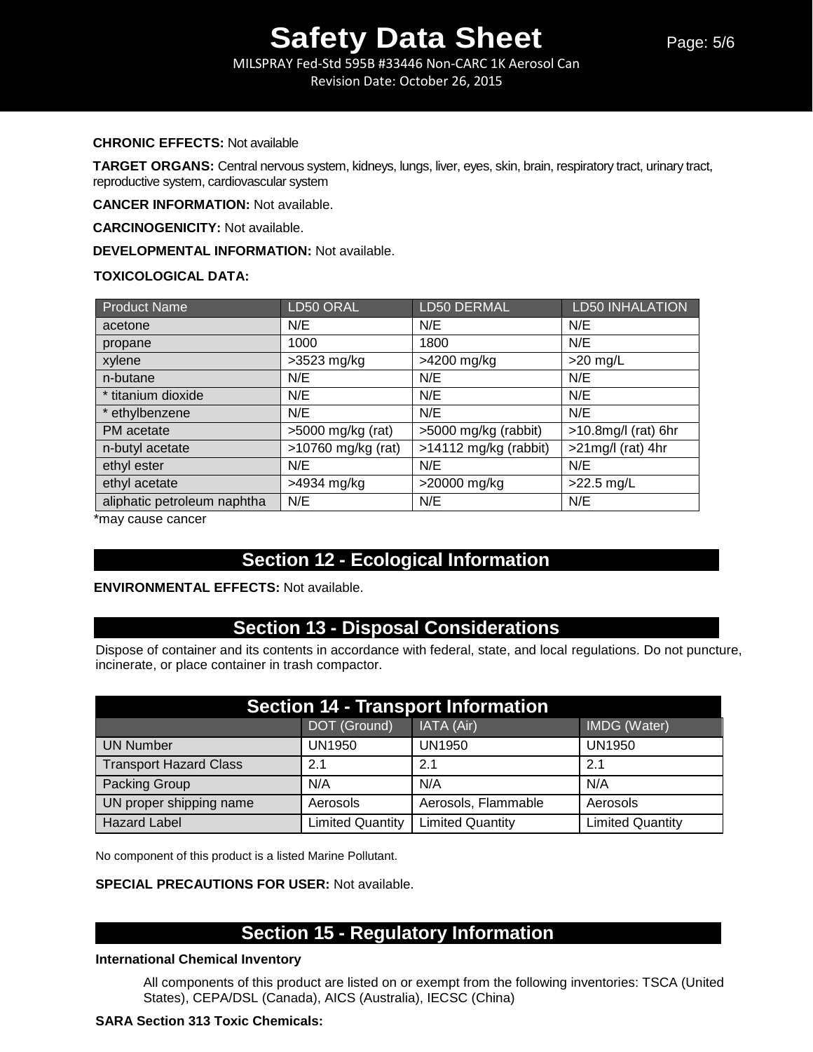**CHRONIC EFFECTS:** Not available

**TARGET ORGANS:** Central nervous system, kidneys, lungs, liver, eyes, skin, brain, respiratory tract, urinary tract, reproductive system, cardiovascular system

**CANCER INFORMATION:** Not available.

**CARCINOGENICITY:** Not available.

**DEVELOPMENTAL INFORMATION:** Not available.

**TOXICOLOGICAL DATA:**

| Product Name | LD50 ORAL | LD50 DERMAL | LD50 INHALATION |
|---|---|---|---|
| acetone | N/E | N/E | N/E |
| propane | 1000 | 1800 | N/E |
| xylene | >3523 mg/kg | >4200 mg/kg | >20 mg/L |
| n-butane | N/E | N/E | N/E |
| * titanium dioxide | N/E | N/E | N/E |
| * ethylbenzene | N/E | N/E | N/E |
| PM acetate | >5000 mg/kg (rat) | >5000 mg/kg (rabbit) | >10.8mg/l (rat) 6hr |
| n-butyl acetate | >10760 mg/kg (rat) | >14112 mg/kg (rabbit) | >21mg/l (rat) 4hr |
| ethyl ester | N/E | N/E | N/E |
| ethyl acetate | >4934 mg/kg | >20000 mg/kg | >22.5 mg/L |
| aliphatic petroleum naphtha | N/E | N/E | N/E |

*may cause cancer

## Section 12 - Ecological Information

**ENVIRONMENTAL EFFECTS:** Not available.

## Section 13 - Disposal Considerations

Dispose of container and its contents in accordance with federal, state, and local regulations. Do not puncture, incinerate, or place container in trash compactor.

## Section 14 - Transport Information

| | DOT (Ground) | IATA (Air) | IMDG (Water) |
|---|---|---|---|
| UN Number | UN1950 | UN1950 | UN1950 |
| Transport Hazard Class | 2.1 | 2.1 | 2.1 |
| Packing Group | N/A | N/A | N/A |
| UN proper shipping name | Aerosols | Aerosols, Flammable | Aerosols |
| Hazard Label | Limited Quantity | Limited Quantity | Limited Quantity |

No component of this product is a listed Marine Pollutant.

**SPECIAL PRECAUTIONS FOR USER:** Not available.

## Section 15 - Regulatory Information

**International Chemical Inventory**

All components of this product are listed on or exempt from the following inventories: TSCA (United States), CEPA/DSL (Canada), AICS (Australia), IECSC (China)

**SARA Section 313 Toxic Chemicals:**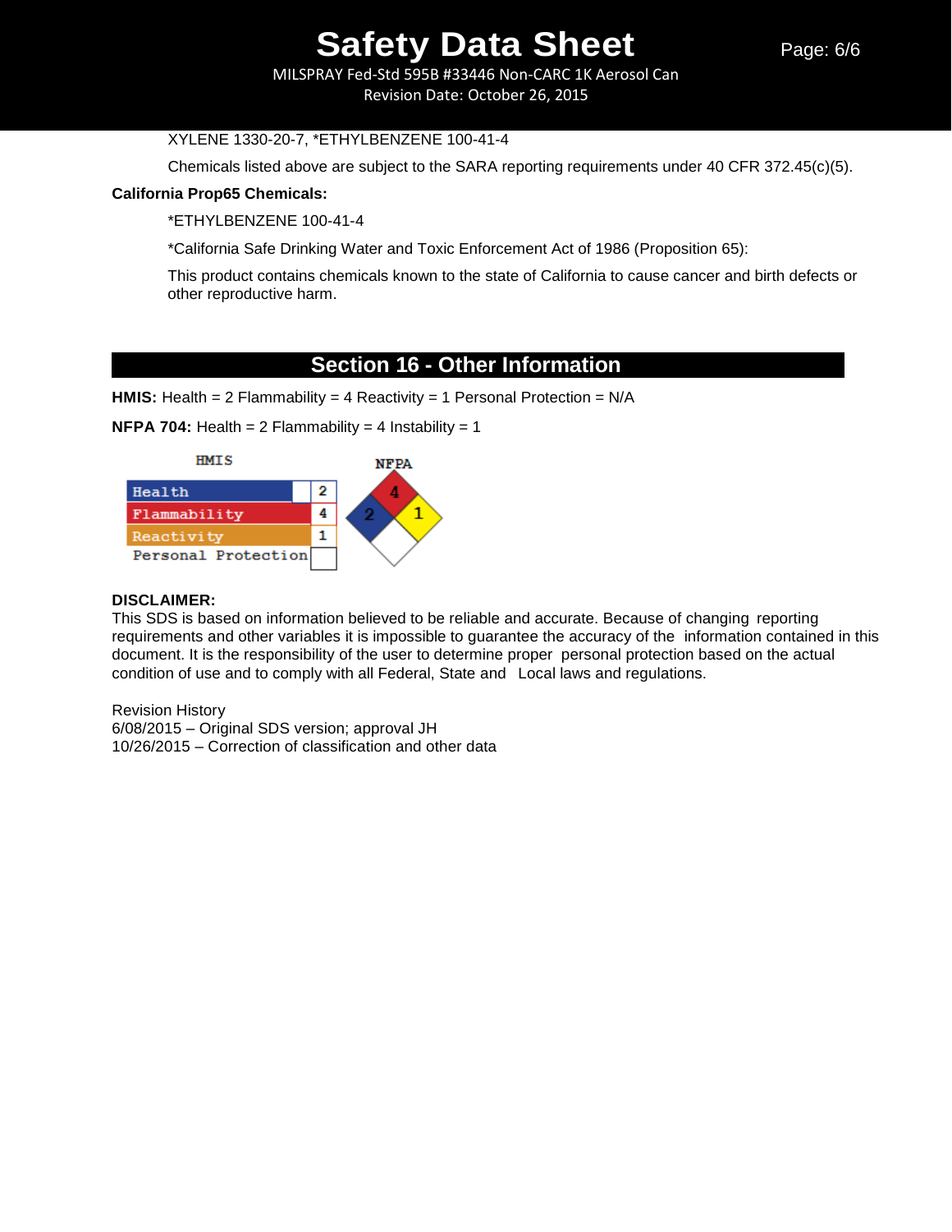XYLENE 1330-20-7, *ETHYLBENZENE 100-41-4

Chemicals listed above are subject to the SARA reporting requirements under 40 CFR 372.45(c)(5).

**California Prop65 Chemicals:**

*ETHYLBENZENE 100-41-4

*California Safe Drinking Water and Toxic Enforcement Act of 1986 (Proposition 65):

This product contains chemicals known to the state of California to cause cancer and birth defects or other reproductive harm.

## Section 16 - Other Information

**HMIS:** Health = 2 Flammability = 4 Reactivity = 1 Personal Protection = N/A

**NFPA 704:** Health = 2 Flammability = 4 Instability = 1

HMIS

| | |
|---|---|
| Health | 2 |
| Flammability | 4 |
| Reactivity | 1 |
| Personal Protection | |

NFPA

4

2

1

**DISCLAIMER:**
This SDS is based on information believed to be reliable and accurate. Because of changing reporting requirements and other variables it is impossible to guarantee the accuracy of the information contained in this document. It is the responsibility of the user to determine proper personal protection based on the actual condition of use and to comply with all Federal, State and Local laws and regulations.

Revision History
6/08/2015 – Original SDS version; approval JH
10/26/2015 – Correction of classification and other data